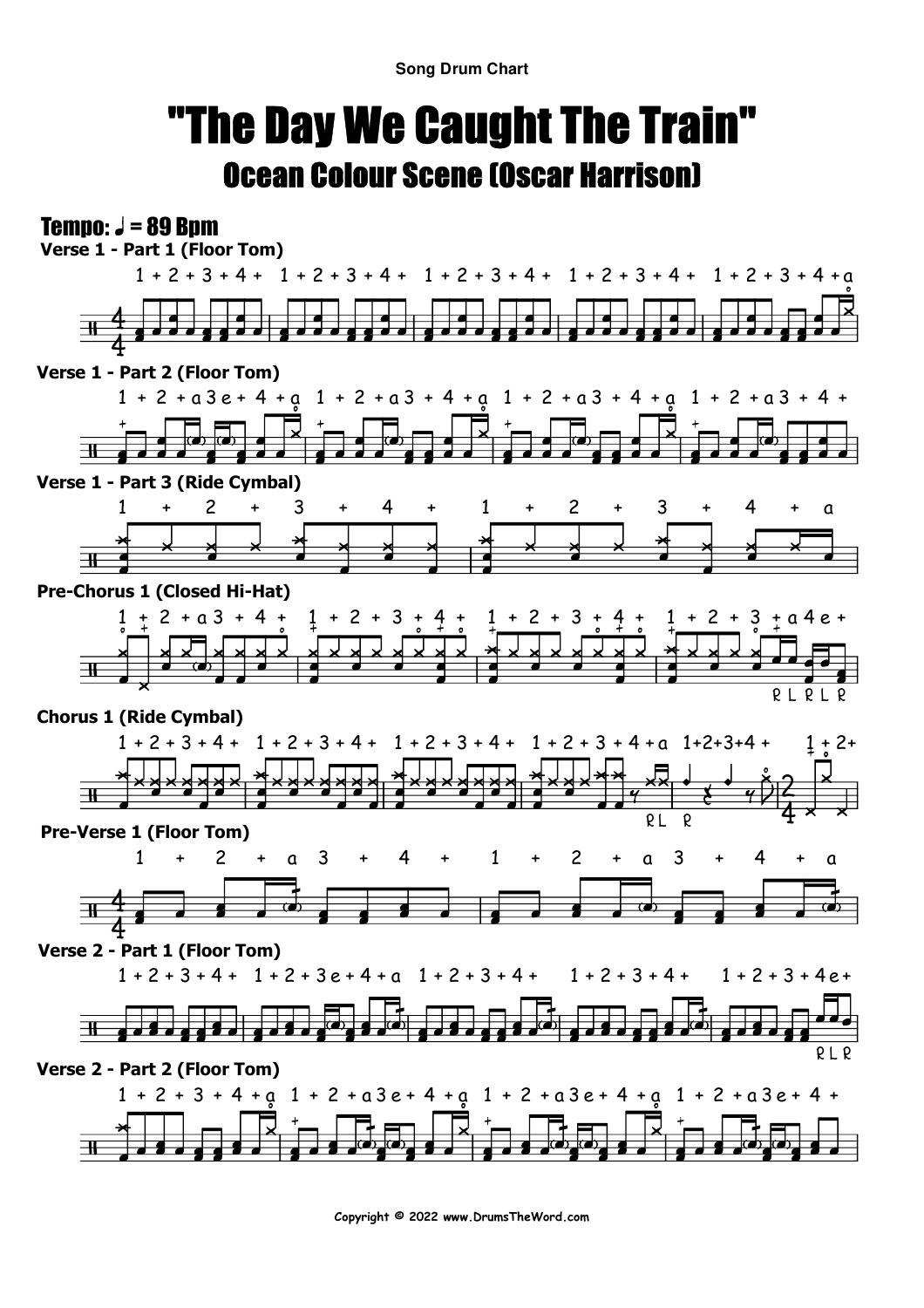Song Drum Chart

# "The Day We Caught The Train"

## Ocean Colour Scene (Oscar Harrison)

**Tempo: ♩ = 89 Bpm**

**Verse 1 - Part 1 (Floor Tom)**

**Verse 1 - Part 2 (Floor Tom)**

**Verse 1 - Part 3 (Ride Cymbal)**

**Pre-Chorus 1 (Closed Hi-Hat)**

**Chorus 1 (Ride Cymbal)**

**Pre-Verse 1 (Floor Tom)**

**Verse 2 - Part 1 (Floor Tom)**

**Verse 2 - Part 2 (Floor Tom)**

Copyright © 2022 www.DrumsTheWord.com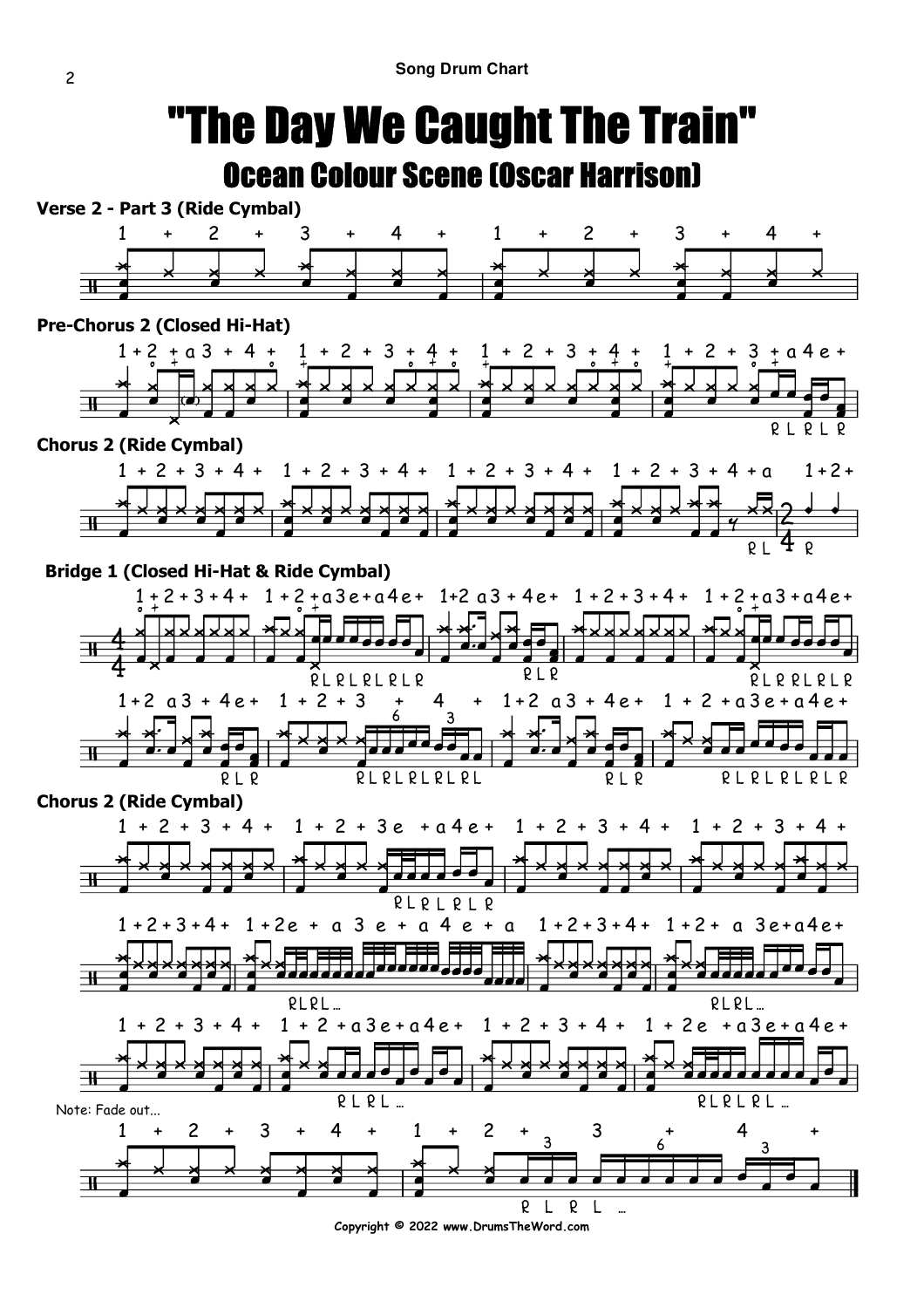# "The Day We Caught The Train"

## Ocean Colour Scene (Oscar Harrison)

**Verse 2 - Part 3 (Ride Cymbal)**

**Pre-Chorus 2 (Closed Hi-Hat)**

**Chorus 2 (Ride Cymbal)**

**Bridge 1 (Closed Hi-Hat & Ride Cymbal)**

**Chorus 2 (Ride Cymbal)**

Note: Fade out...

Copyright © 2022 www.DrumsTheWord.com